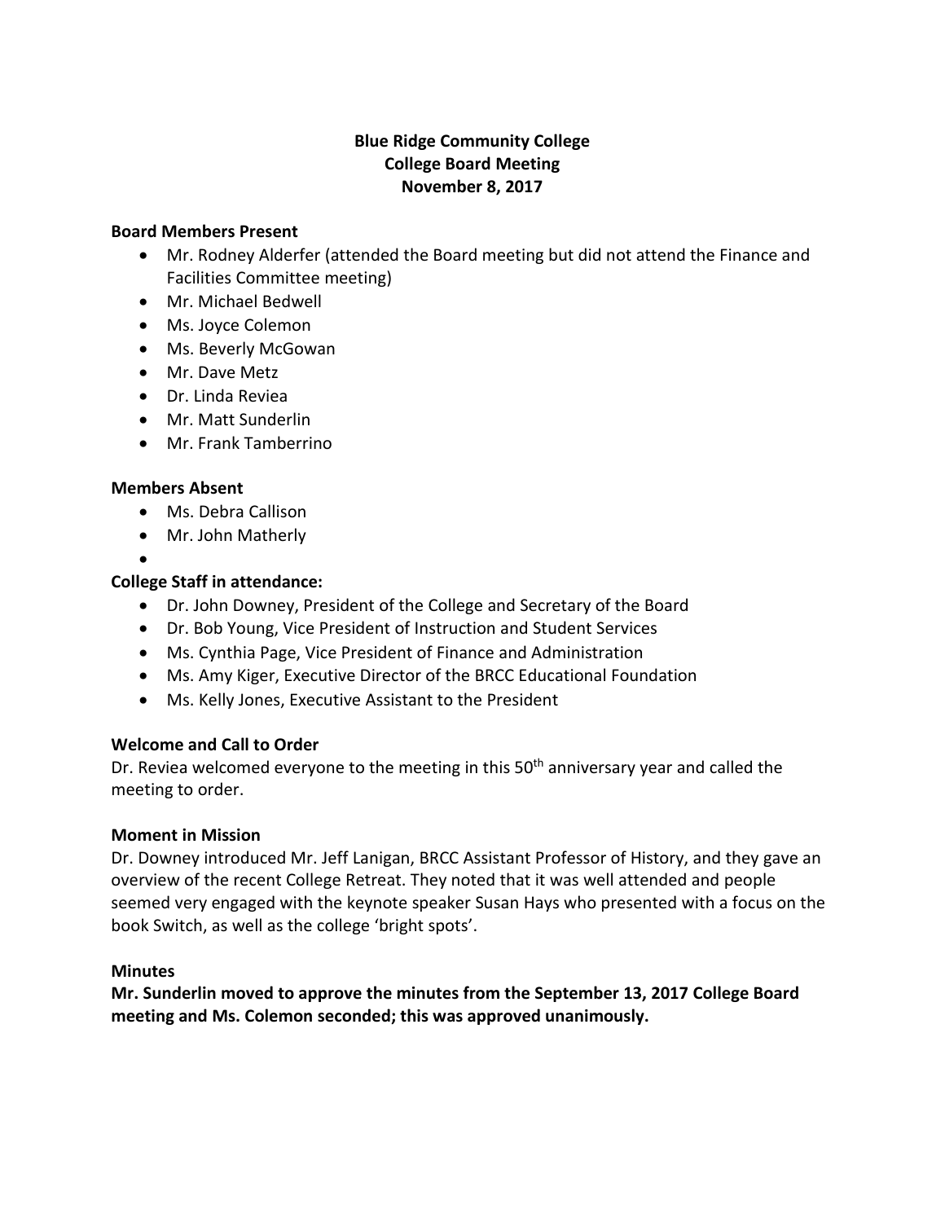**Blue Ridge Community College**
**College Board Meeting**
**November 8, 2017**

**Board Members Present**

- Mr. Rodney Alderfer (attended the Board meeting but did not attend the Finance and Facilities Committee meeting)
- Mr. Michael Bedwell
- Ms. Joyce Colemon
- Ms. Beverly McGowan
- Mr. Dave Metz
- Dr. Linda Reviea
- Mr. Matt Sunderlin
- Mr. Frank Tamberrino

**Members Absent**

- Ms. Debra Callison
- Mr. John Matherly

**College Staff in attendance:**

- Dr. John Downey, President of the College and Secretary of the Board
- Dr. Bob Young, Vice President of Instruction and Student Services
- Ms. Cynthia Page, Vice President of Finance and Administration
- Ms. Amy Kiger, Executive Director of the BRCC Educational Foundation
- Ms. Kelly Jones, Executive Assistant to the President

**Welcome and Call to Order**

Dr. Reviea welcomed everyone to the meeting in this 50th anniversary year and called the meeting to order.

**Moment in Mission**

Dr. Downey introduced Mr. Jeff Lanigan, BRCC Assistant Professor of History, and they gave an overview of the recent College Retreat. They noted that it was well attended and people seemed very engaged with the keynote speaker Susan Hays who presented with a focus on the book Switch, as well as the college 'bright spots'.

**Minutes**

**Mr. Sunderlin moved to approve the minutes from the September 13, 2017 College Board meeting and Ms. Colemon seconded; this was approved unanimously.**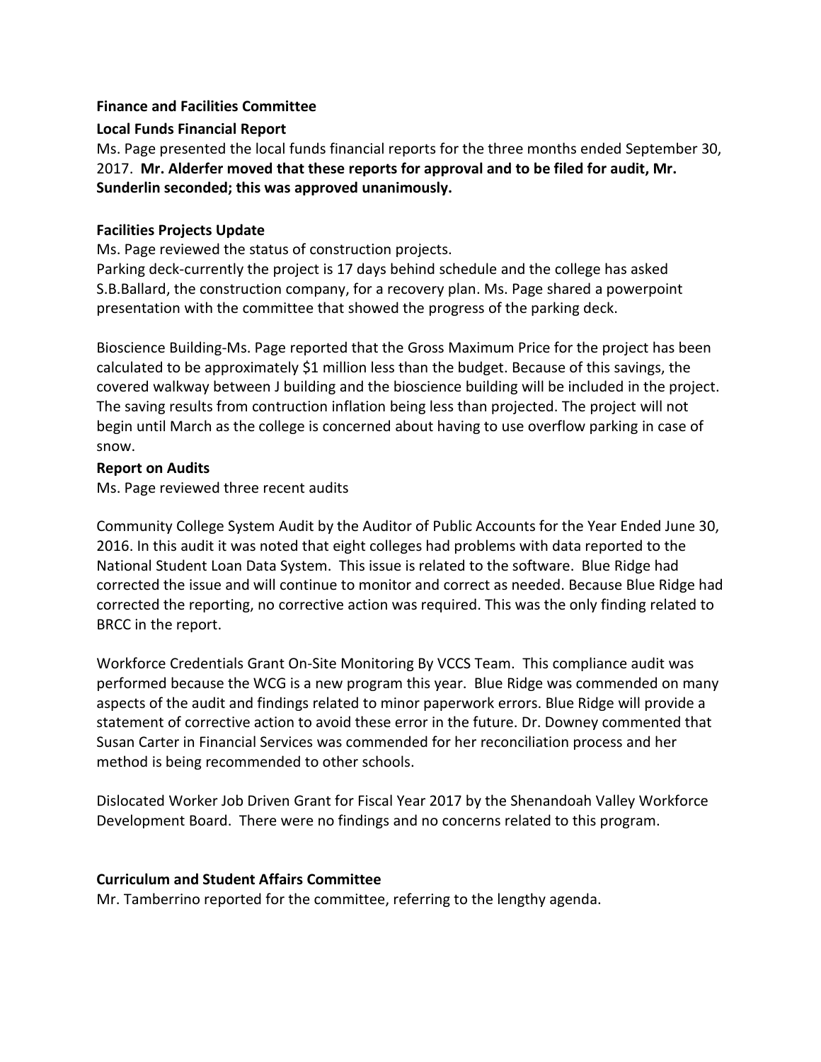**Finance and Facilities Committee**

**Local Funds Financial Report**

Ms. Page presented the local funds financial reports for the three months ended September 30, 2017. **Mr. Alderfer moved that these reports for approval and to be filed for audit, Mr. Sunderlin seconded; this was approved unanimously.**

**Facilities Projects Update**

Ms. Page reviewed the status of construction projects.

Parking deck-currently the project is 17 days behind schedule and the college has asked S.B.Ballard, the construction company, for a recovery plan. Ms. Page shared a powerpoint presentation with the committee that showed the progress of the parking deck.

Bioscience Building-Ms. Page reported that the Gross Maximum Price for the project has been calculated to be approximately $1 million less than the budget. Because of this savings, the covered walkway between J building and the bioscience building will be included in the project. The saving results from contruction inflation being less than projected. The project will not begin until March as the college is concerned about having to use overflow parking in case of snow.

**Report on Audits**

Ms. Page reviewed three recent audits

Community College System Audit by the Auditor of Public Accounts for the Year Ended June 30, 2016. In this audit it was noted that eight colleges had problems with data reported to the National Student Loan Data System. This issue is related to the software. Blue Ridge had corrected the issue and will continue to monitor and correct as needed. Because Blue Ridge had corrected the reporting, no corrective action was required. This was the only finding related to BRCC in the report.

Workforce Credentials Grant On-Site Monitoring By VCCS Team. This compliance audit was performed because the WCG is a new program this year. Blue Ridge was commended on many aspects of the audit and findings related to minor paperwork errors. Blue Ridge will provide a statement of corrective action to avoid these error in the future. Dr. Downey commented that Susan Carter in Financial Services was commended for her reconciliation process and her method is being recommended to other schools.

Dislocated Worker Job Driven Grant for Fiscal Year 2017 by the Shenandoah Valley Workforce Development Board. There were no findings and no concerns related to this program.

**Curriculum and Student Affairs Committee**

Mr. Tamberrino reported for the committee, referring to the lengthy agenda.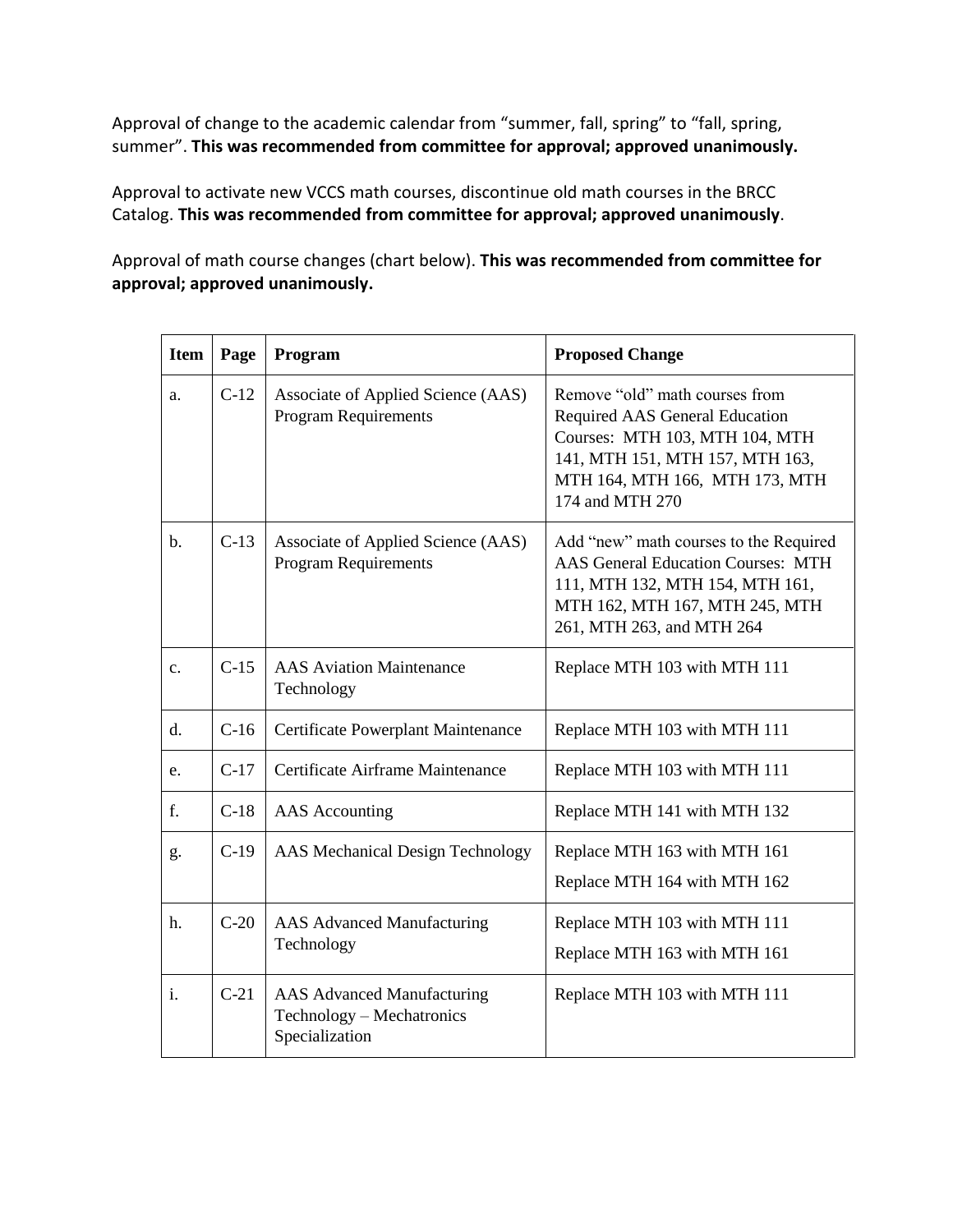Approval of change to the academic calendar from “summer, fall, spring” to “fall, spring, summer”. **This was recommended from committee for approval; approved unanimously.**

Approval to activate new VCCS math courses, discontinue old math courses in the BRCC Catalog. **This was recommended from committee for approval; approved unanimously**.

Approval of math course changes (chart below). **This was recommended from committee for approval; approved unanimously.**

| Item | Page | Program | Proposed Change |
|---|---|---|---|
| a. | C-12 | Associate of Applied Science (AAS) Program Requirements | Remove “old” math courses from Required AAS General Education Courses: MTH 103, MTH 104, MTH 141, MTH 151, MTH 157, MTH 163, MTH 164, MTH 166, MTH 173, MTH 174 and MTH 270 |
| b. | C-13 | Associate of Applied Science (AAS) Program Requirements | Add “new” math courses to the Required AAS General Education Courses: MTH 111, MTH 132, MTH 154, MTH 161, MTH 162, MTH 167, MTH 245, MTH 261, MTH 263, and MTH 264 |
| c. | C-15 | AAS Aviation Maintenance Technology | Replace MTH 103 with MTH 111 |
| d. | C-16 | Certificate Powerplant Maintenance | Replace MTH 103 with MTH 111 |
| e. | C-17 | Certificate Airframe Maintenance | Replace MTH 103 with MTH 111 |
| f. | C-18 | AAS Accounting | Replace MTH 141 with MTH 132 |
| g. | C-19 | AAS Mechanical Design Technology | Replace MTH 163 with MTH 161<br>Replace MTH 164 with MTH 162 |
| h. | C-20 | AAS Advanced Manufacturing Technology | Replace MTH 103 with MTH 111<br>Replace MTH 163 with MTH 161 |
| i. | C-21 | AAS Advanced Manufacturing Technology – Mechatronics Specialization | Replace MTH 103 with MTH 111 |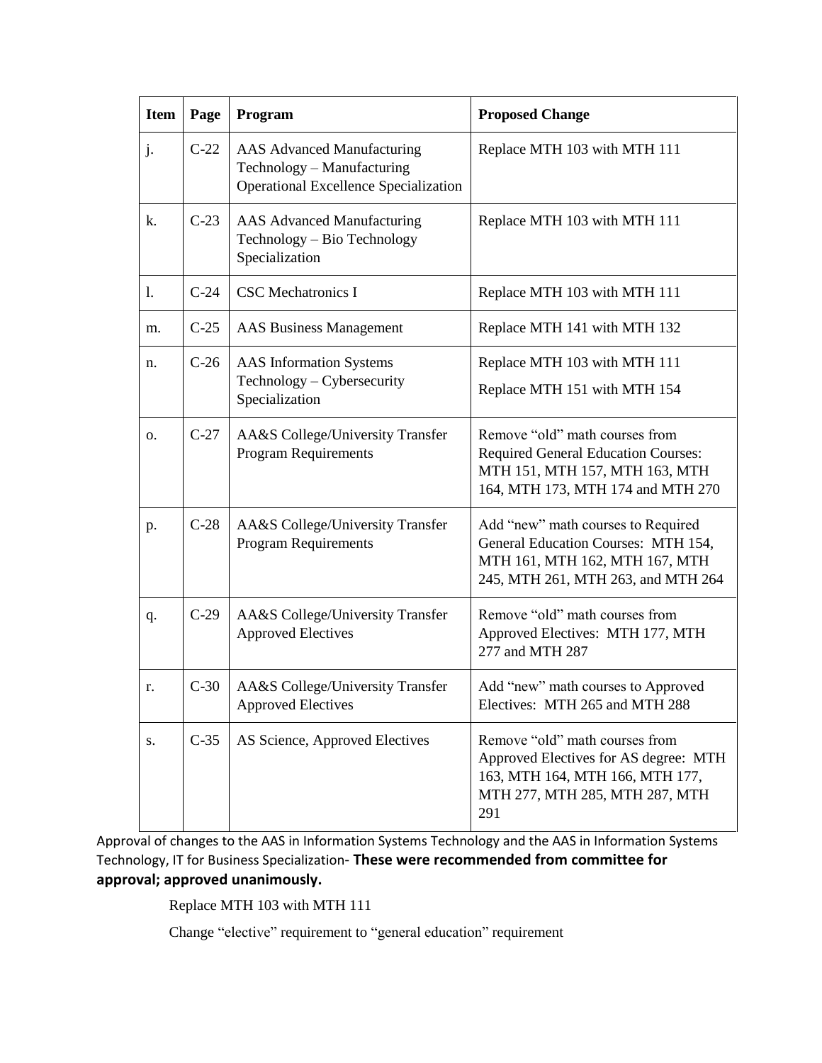| Item | Page | Program | Proposed Change |
|---|---|---|---|
| j. | C-22 | AAS Advanced Manufacturing Technology – Manufacturing Operational Excellence Specialization | Replace MTH 103 with MTH 111 |
| k. | C-23 | AAS Advanced Manufacturing Technology – Bio Technology Specialization | Replace MTH 103 with MTH 111 |
| l. | C-24 | CSC Mechatronics I | Replace MTH 103 with MTH 111 |
| m. | C-25 | AAS Business Management | Replace MTH 141 with MTH 132 |
| n. | C-26 | AAS Information Systems Technology – Cybersecurity Specialization | Replace MTH 103 with MTH 111<br>Replace MTH 151 with MTH 154 |
| o. | C-27 | AA&S College/University Transfer Program Requirements | Remove "old" math courses from Required General Education Courses: MTH 151, MTH 157, MTH 163, MTH 164, MTH 173, MTH 174 and MTH 270 |
| p. | C-28 | AA&S College/University Transfer Program Requirements | Add "new" math courses to Required General Education Courses: MTH 154, MTH 161, MTH 162, MTH 167, MTH 245, MTH 261, MTH 263, and MTH 264 |
| q. | C-29 | AA&S College/University Transfer Approved Electives | Remove "old" math courses from Approved Electives: MTH 177, MTH 277 and MTH 287 |
| r. | C-30 | AA&S College/University Transfer Approved Electives | Add "new" math courses to Approved Electives: MTH 265 and MTH 288 |
| s. | C-35 | AS Science, Approved Electives | Remove "old" math courses from Approved Electives for AS degree: MTH 163, MTH 164, MTH 166, MTH 177, MTH 277, MTH 285, MTH 287, MTH 291 |

Approval of changes to the AAS in Information Systems Technology and the AAS in Information Systems Technology, IT for Business Specialization- **These were recommended from committee for approval; approved unanimously.**

Replace MTH 103 with MTH 111

Change "elective" requirement to "general education" requirement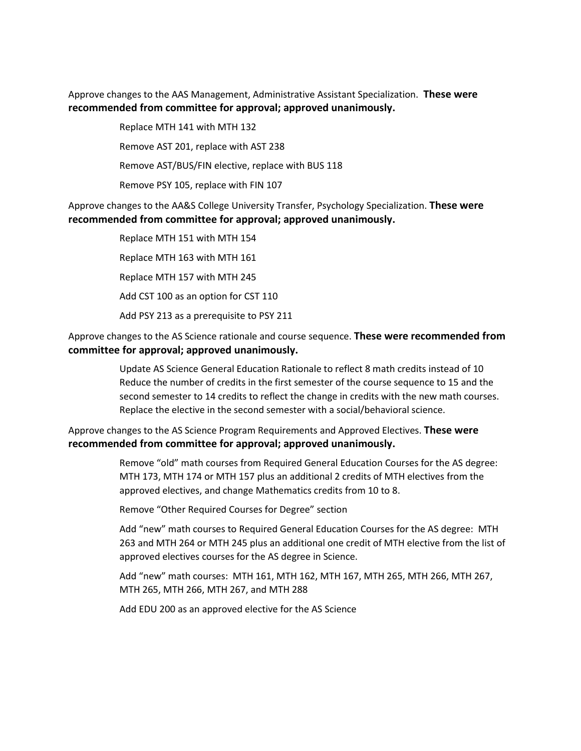Approve changes to the AAS Management, Administrative Assistant Specialization. **These were recommended from committee for approval; approved unanimously.**

> Replace MTH 141 with MTH 132
>
> Remove AST 201, replace with AST 238
>
> Remove AST/BUS/FIN elective, replace with BUS 118
>
> Remove PSY 105, replace with FIN 107

Approve changes to the AA&S College University Transfer, Psychology Specialization. **These were recommended from committee for approval; approved unanimously.**

> Replace MTH 151 with MTH 154
>
> Replace MTH 163 with MTH 161
>
> Replace MTH 157 with MTH 245
>
> Add CST 100 as an option for CST 110
>
> Add PSY 213 as a prerequisite to PSY 211

Approve changes to the AS Science rationale and course sequence. **These were recommended from committee for approval; approved unanimously.**

> Update AS Science General Education Rationale to reflect 8 math credits instead of 10
> Reduce the number of credits in the first semester of the course sequence to 15 and the second semester to 14 credits to reflect the change in credits with the new math courses.
> Replace the elective in the second semester with a social/behavioral science.

Approve changes to the AS Science Program Requirements and Approved Electives. **These were recommended from committee for approval; approved unanimously.**

> Remove "old" math courses from Required General Education Courses for the AS degree: MTH 173, MTH 174 or MTH 157 plus an additional 2 credits of MTH electives from the approved electives, and change Mathematics credits from 10 to 8.
>
> Remove "Other Required Courses for Degree" section
>
> Add "new" math courses to Required General Education Courses for the AS degree: MTH 263 and MTH 264 or MTH 245 plus an additional one credit of MTH elective from the list of approved electives courses for the AS degree in Science.
>
> Add "new" math courses: MTH 161, MTH 162, MTH 167, MTH 265, MTH 266, MTH 267, MTH 265, MTH 266, MTH 267, and MTH 288
>
> Add EDU 200 as an approved elective for the AS Science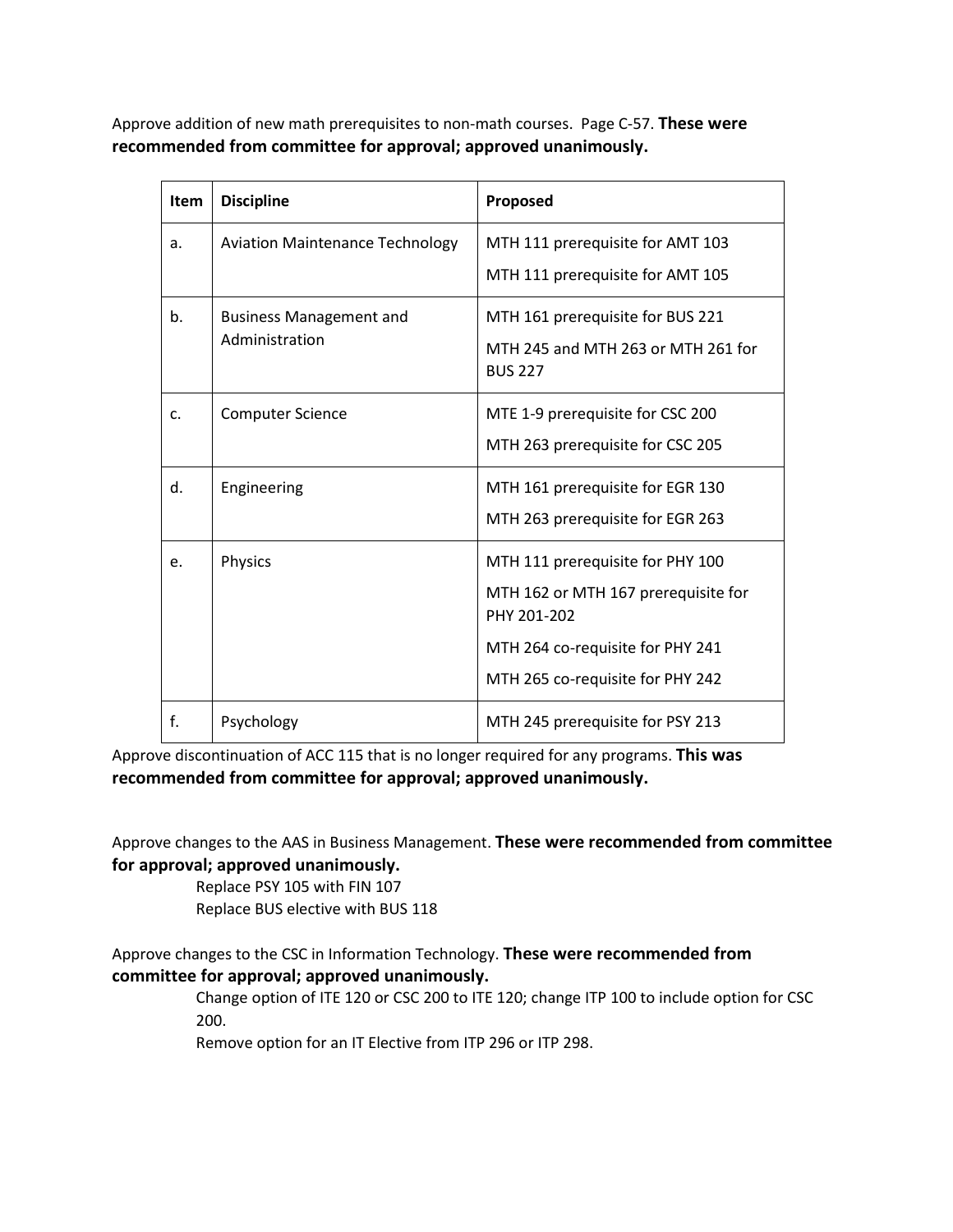Approve addition of new math prerequisites to non-math courses. Page C-57. **These were recommended from committee for approval; approved unanimously.**

| Item | Discipline | Proposed |
|---|---|---|
| a. | Aviation Maintenance Technology | MTH 111 prerequisite for AMT 103<br>MTH 111 prerequisite for AMT 105 |
| b. | Business Management and Administration | MTH 161 prerequisite for BUS 221<br>MTH 245 and MTH 263 or MTH 261 for BUS 227 |
| c. | Computer Science | MTE 1-9 prerequisite for CSC 200<br>MTH 263 prerequisite for CSC 205 |
| d. | Engineering | MTH 161 prerequisite for EGR 130<br>MTH 263 prerequisite for EGR 263 |
| e. | Physics | MTH 111 prerequisite for PHY 100<br>MTH 162 or MTH 167 prerequisite for PHY 201-202<br>MTH 264 co-requisite for PHY 241<br>MTH 265 co-requisite for PHY 242 |
| f. | Psychology | MTH 245 prerequisite for PSY 213 |

Approve discontinuation of ACC 115 that is no longer required for any programs. **This was recommended from committee for approval; approved unanimously.**

Approve changes to the AAS in Business Management. **These were recommended from committee for approval; approved unanimously.**

Replace PSY 105 with FIN 107
Replace BUS elective with BUS 118

Approve changes to the CSC in Information Technology. **These were recommended from committee for approval; approved unanimously.**

Change option of ITE 120 or CSC 200 to ITE 120; change ITP 100 to include option for CSC 200.
Remove option for an IT Elective from ITP 296 or ITP 298.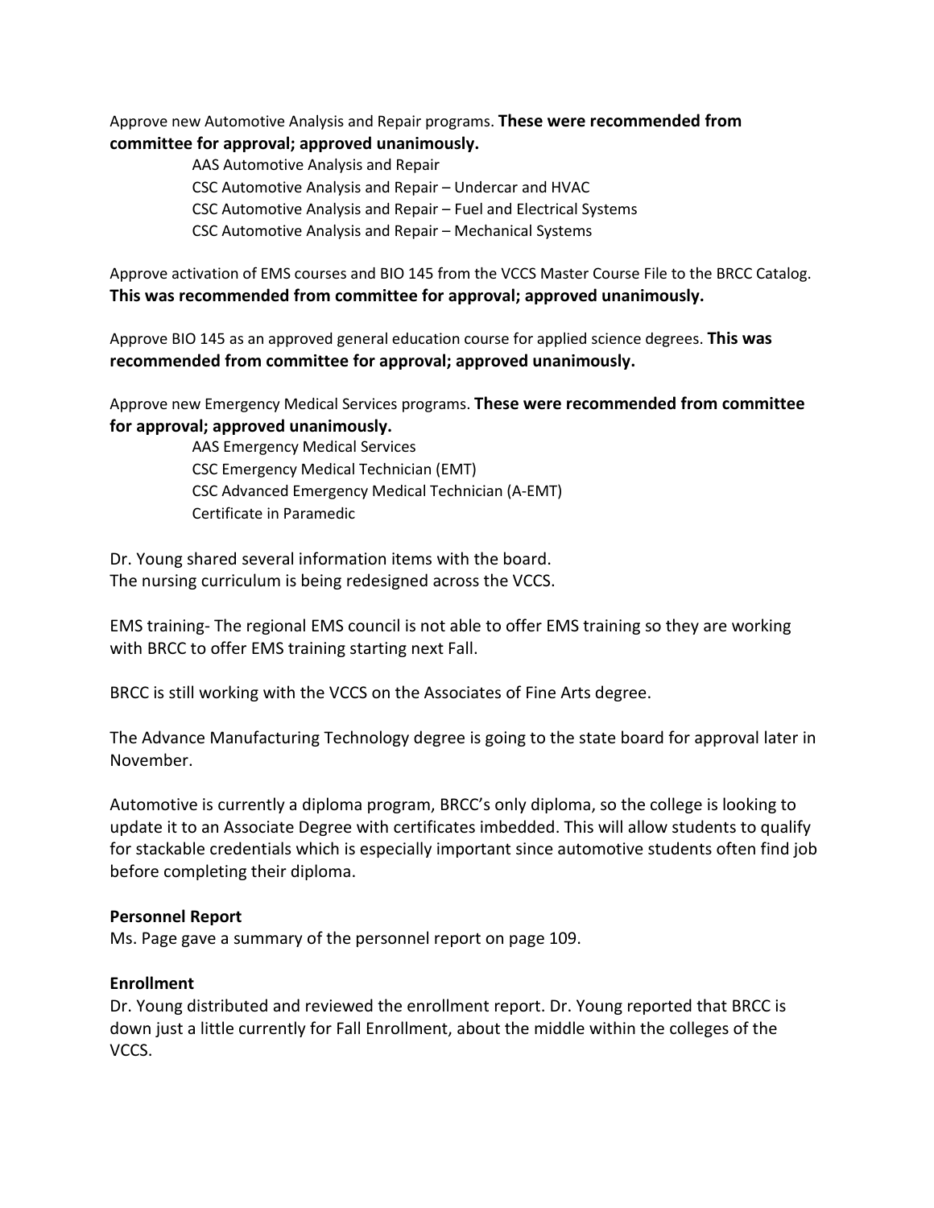Approve new Automotive Analysis and Repair programs. **These were recommended from committee for approval; approved unanimously.**

- AAS Automotive Analysis and Repair
- CSC Automotive Analysis and Repair – Undercar and HVAC
- CSC Automotive Analysis and Repair – Fuel and Electrical Systems
- CSC Automotive Analysis and Repair – Mechanical Systems

Approve activation of EMS courses and BIO 145 from the VCCS Master Course File to the BRCC Catalog. **This was recommended from committee for approval; approved unanimously.**

Approve BIO 145 as an approved general education course for applied science degrees. **This was recommended from committee for approval; approved unanimously.**

Approve new Emergency Medical Services programs. **These were recommended from committee for approval; approved unanimously.**

- AAS Emergency Medical Services
- CSC Emergency Medical Technician (EMT)
- CSC Advanced Emergency Medical Technician (A-EMT)
- Certificate in Paramedic

Dr. Young shared several information items with the board.
The nursing curriculum is being redesigned across the VCCS.

EMS training- The regional EMS council is not able to offer EMS training so they are working with BRCC to offer EMS training starting next Fall.

BRCC is still working with the VCCS on the Associates of Fine Arts degree.

The Advance Manufacturing Technology degree is going to the state board for approval later in November.

Automotive is currently a diploma program, BRCC's only diploma, so the college is looking to update it to an Associate Degree with certificates imbedded. This will allow students to qualify for stackable credentials which is especially important since automotive students often find job before completing their diploma.

**Personnel Report**
Ms. Page gave a summary of the personnel report on page 109.

**Enrollment**
Dr. Young distributed and reviewed the enrollment report. Dr. Young reported that BRCC is down just a little currently for Fall Enrollment, about the middle within the colleges of the VCCS.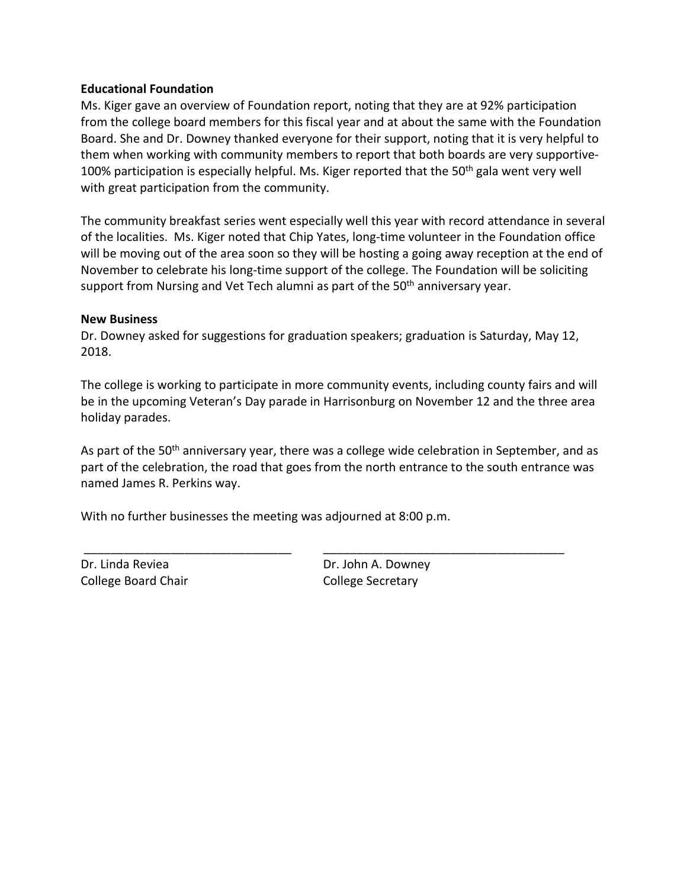**Educational Foundation**

Ms. Kiger gave an overview of Foundation report, noting that they are at 92% participation from the college board members for this fiscal year and at about the same with the Foundation Board. She and Dr. Downey thanked everyone for their support, noting that it is very helpful to them when working with community members to report that both boards are very supportive- 100% participation is especially helpful. Ms. Kiger reported that the 50th gala went very well with great participation from the community.

The community breakfast series went especially well this year with record attendance in several of the localities. Ms. Kiger noted that Chip Yates, long-time volunteer in the Foundation office will be moving out of the area soon so they will be hosting a going away reception at the end of November to celebrate his long-time support of the college. The Foundation will be soliciting support from Nursing and Vet Tech alumni as part of the 50th anniversary year.

**New Business**

Dr. Downey asked for suggestions for graduation speakers; graduation is Saturday, May 12, 2018.

The college is working to participate in more community events, including county fairs and will be in the upcoming Veteran's Day parade in Harrisonburg on November 12 and the three area holiday parades.

As part of the 50th anniversary year, there was a college wide celebration in September, and as part of the celebration, the road that goes from the north entrance to the south entrance was named James R. Perkins way.

With no further businesses the meeting was adjourned at 8:00 p.m.

| | |
|---|---|
| _______________________________ | ____________________________________ |
| Dr. Linda Reviea | Dr. John A. Downey |
| College Board Chair | College Secretary |